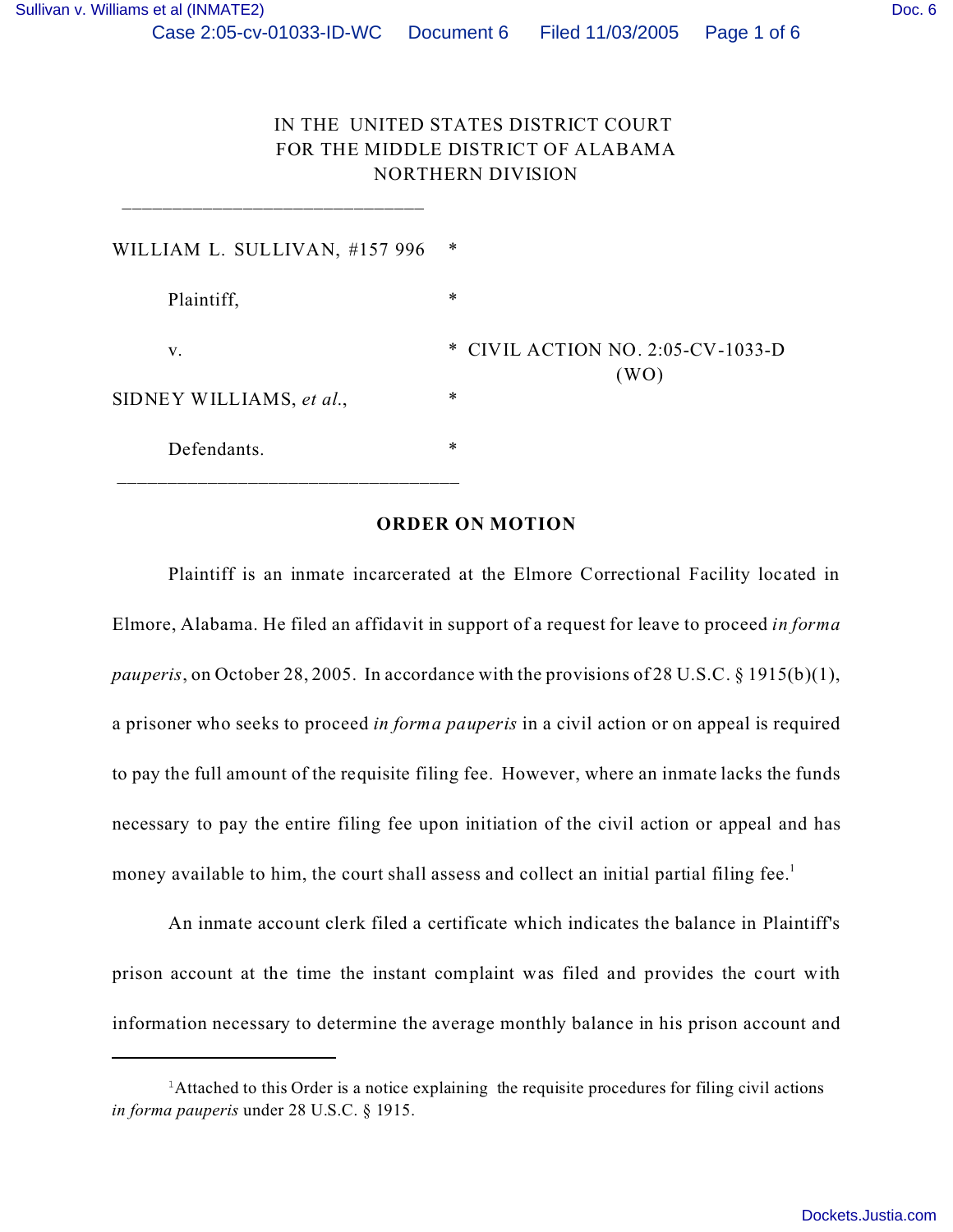IN THE UNITED STATES DISTRICT COURT
FOR THE MIDDLE DISTRICT OF ALABAMA
NORTHERN DIVISION

______________________________

| | | |
|---|---|---|
| WILLIAM L. SULLIVAN, #157 996 | * | |
| Plaintiff, | * | |
| v. | * | CIVIL ACTION NO. 2:05-CV-1033-D (WO) |
| SIDNEY WILLIAMS, *et al.*, | * | |
| Defendants. | * | |

______________________________

**ORDER ON MOTION**

Plaintiff is an inmate incarcerated at the Elmore Correctional Facility located in Elmore, Alabama. He filed an affidavit in support of a request for leave to proceed *in forma pauperis*, on October 28, 2005. In accordance with the provisions of 28 U.S.C. § 1915(b)(1), a prisoner who seeks to proceed *in forma pauperis* in a civil action or on appeal is required to pay the full amount of the requisite filing fee. However, where an inmate lacks the funds necessary to pay the entire filing fee upon initiation of the civil action or appeal and has money available to him, the court shall assess and collect an initial partial filing fee.[1]

An inmate account clerk filed a certificate which indicates the balance in Plaintiff's prison account at the time the instant complaint was filed and provides the court with information necessary to determine the average monthly balance in his prison account and

---

[1]Attached to this Order is a notice explaining the requisite procedures for filing civil actions *in forma pauperis* under 28 U.S.C. § 1915.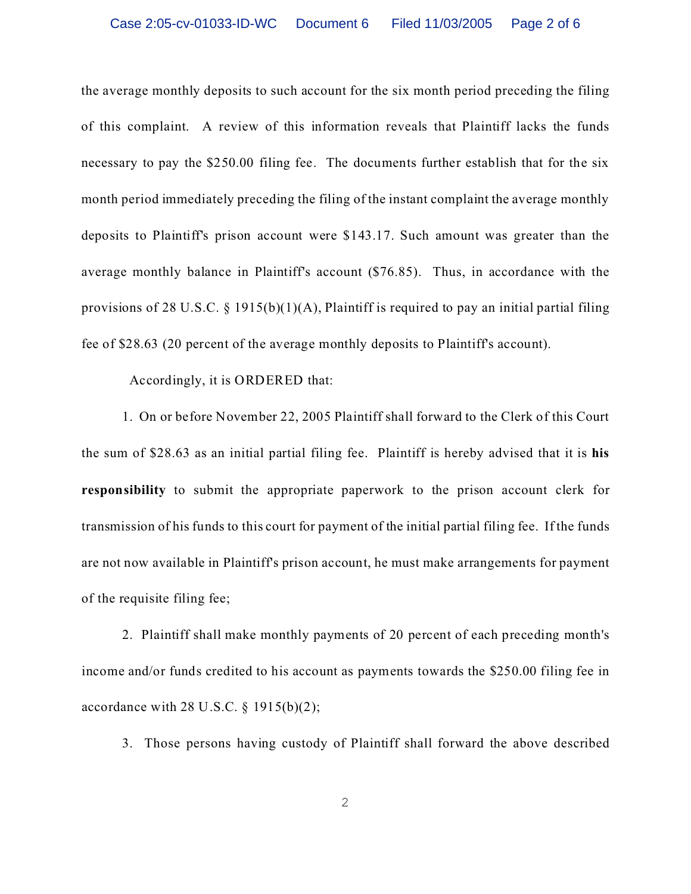the average monthly deposits to such account for the six month period preceding the filing of this complaint. A review of this information reveals that Plaintiff lacks the funds necessary to pay the $250.00 filing fee. The documents further establish that for the six month period immediately preceding the filing of the instant complaint the average monthly deposits to Plaintiff's prison account were $143.17. Such amount was greater than the average monthly balance in Plaintiff's account ($76.85). Thus, in accordance with the provisions of 28 U.S.C. § 1915(b)(1)(A), Plaintiff is required to pay an initial partial filing fee of $28.63 (20 percent of the average monthly deposits to Plaintiff's account).

Accordingly, it is ORDERED that:

1. On or before November 22, 2005 Plaintiff shall forward to the Clerk of this Court the sum of $28.63 as an initial partial filing fee. Plaintiff is hereby advised that it is **his responsibility** to submit the appropriate paperwork to the prison account clerk for transmission of his funds to this court for payment of the initial partial filing fee. If the funds are not now available in Plaintiff's prison account, he must make arrangements for payment of the requisite filing fee;

2. Plaintiff shall make monthly payments of 20 percent of each preceding month's income and/or funds credited to his account as payments towards the $250.00 filing fee in accordance with 28 U.S.C. § 1915(b)(2);

3. Those persons having custody of Plaintiff shall forward the above described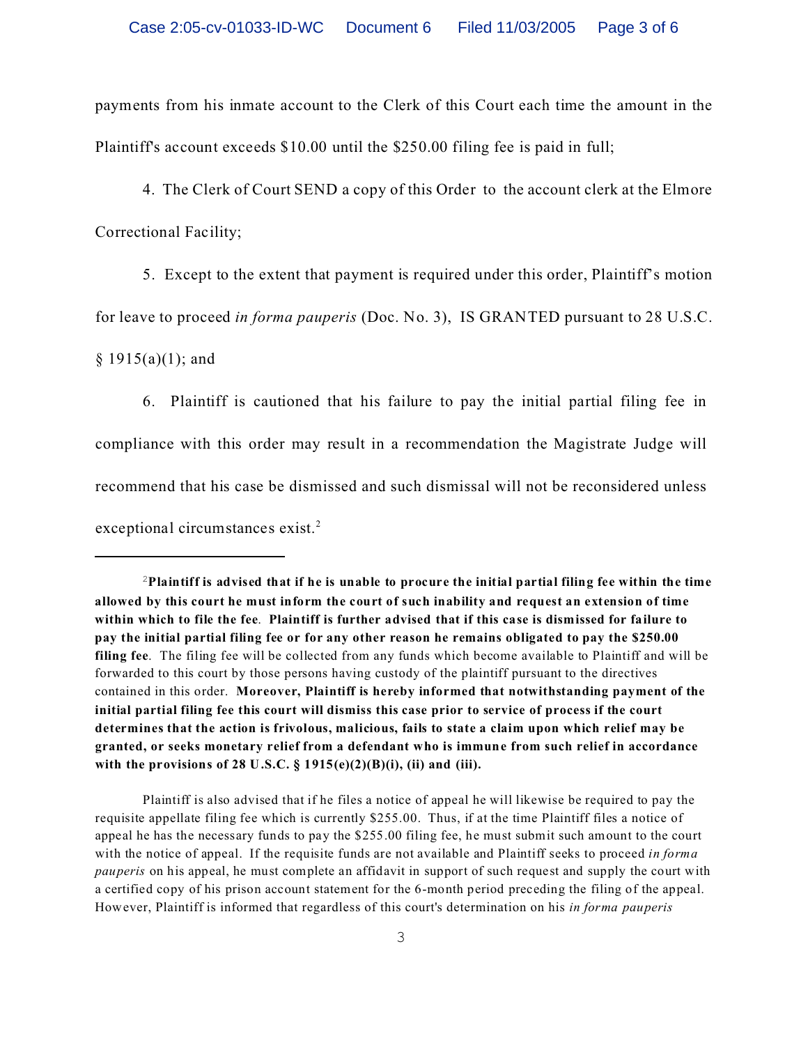payments from his inmate account to the Clerk of this Court each time the amount in the Plaintiff's account exceeds $10.00 until the $250.00 filing fee is paid in full;

4. The Clerk of Court SEND a copy of this Order to the account clerk at the Elmore Correctional Facility;

5. Except to the extent that payment is required under this order, Plaintiff's motion for leave to proceed *in forma pauperis* (Doc. No. 3), IS GRANTED pursuant to 28 U.S.C. § 1915(a)(1); and

6. Plaintiff is cautioned that his failure to pay the initial partial filing fee in compliance with this order may result in a recommendation the Magistrate Judge will recommend that his case be dismissed and such dismissal will not be reconsidered unless exceptional circumstances exist.[2]

---

[2]**Plaintiff is advised that if he is unable to procure the initial partial filing fee within the time allowed by this court he must inform the court of such inability and request an extension of time within which to file the fee**. **Plaintiff is further advised that if this case is dismissed for failure to pay the initial partial filing fee or for any other reason he remains obligated to pay the $250.00 filing fee**. The filing fee will be collected from any funds which become available to Plaintiff and will be forwarded to this court by those persons having custody of the plaintiff pursuant to the directives contained in this order. **Moreover, Plaintiff is hereby informed that notwithstanding payment of the initial partial filing fee this court will dismiss this case prior to service of process if the court determines that the action is frivolous, malicious, fails to state a claim upon which relief may be granted, or seeks monetary relief from a defendant who is immune from such relief in accordance with the provisions of 28 U.S.C. § 1915(e)(2)(B)(i), (ii) and (iii).**

Plaintiff is also advised that if he files a notice of appeal he will likewise be required to pay the requisite appellate filing fee which is currently $255.00. Thus, if at the time Plaintiff files a notice of appeal he has the necessary funds to pay the $255.00 filing fee, he must submit such amount to the court with the notice of appeal. If the requisite funds are not available and Plaintiff seeks to proceed *in forma pauperis* on his appeal, he must complete an affidavit in support of such request and supply the court with a certified copy of his prison account statement for the 6-month period preceding the filing of the appeal. However, Plaintiff is informed that regardless of this court's determination on his *in forma pauperis*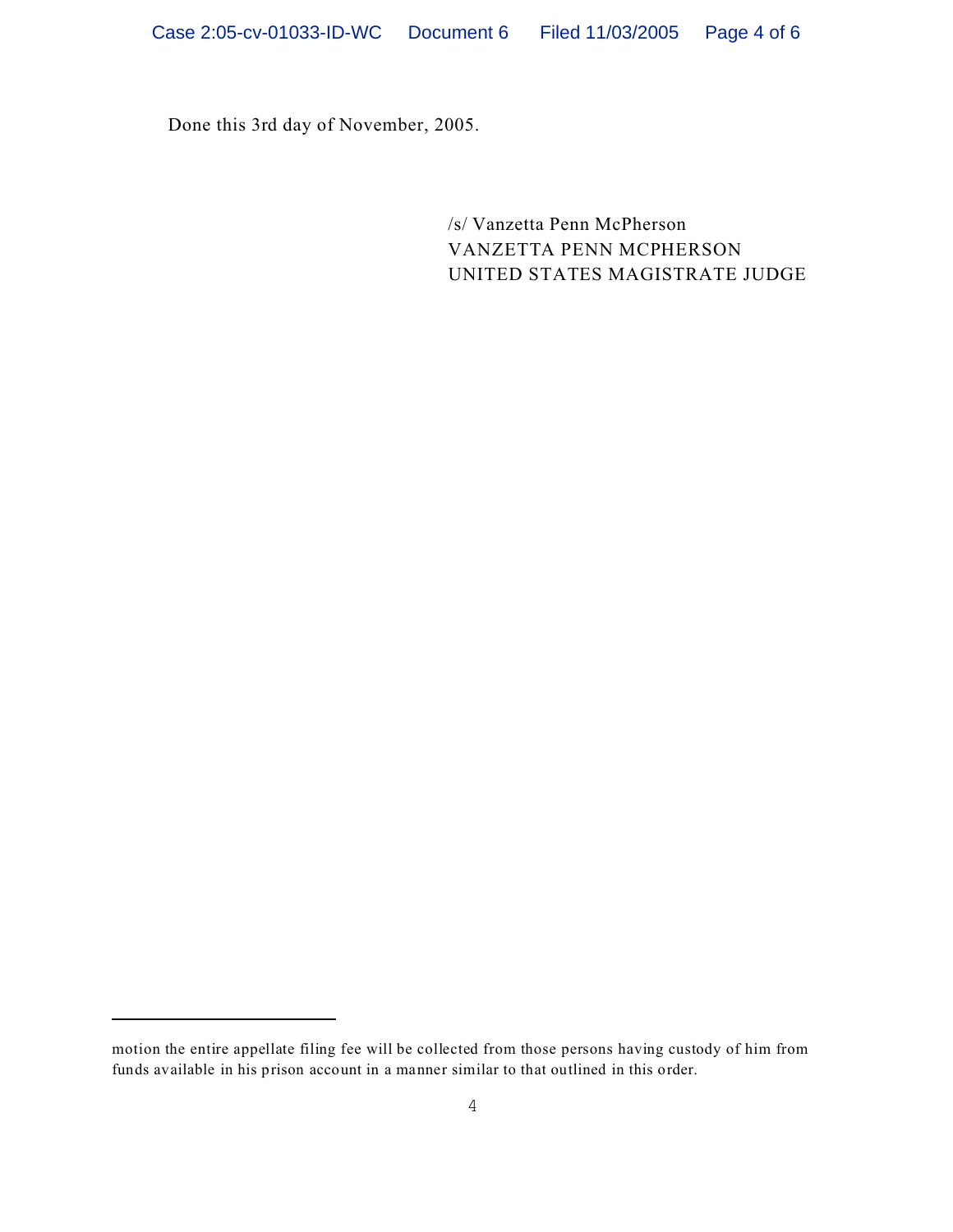Done this 3rd day of November, 2005.

/s/ Vanzetta Penn McPherson
VANZETTA PENN MCPHERSON
UNITED STATES MAGISTRATE JUDGE

---

motion the entire appellate filing fee will be collected from those persons having custody of him from funds available in his prison account in a manner similar to that outlined in this order.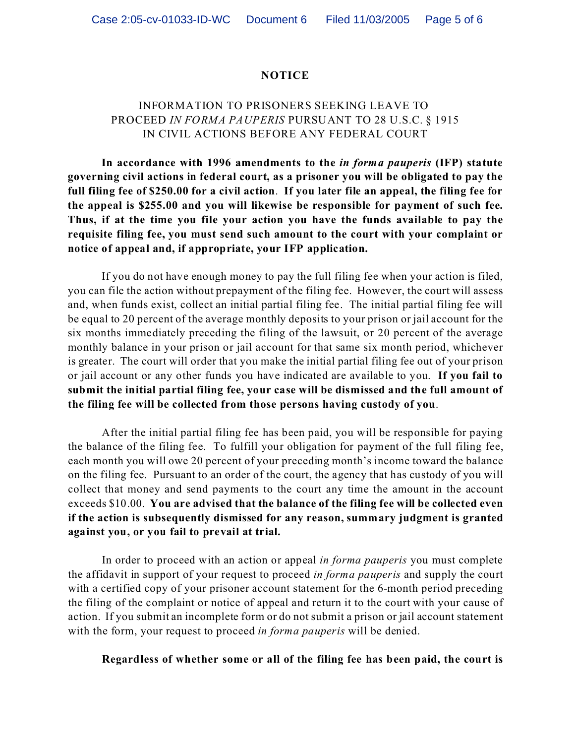# NOTICE

INFORMATION TO PRISONERS SEEKING LEAVE TO PROCEED *IN FORMA PAUPERIS* PURSUANT TO 28 U.S.C. § 1915 IN CIVIL ACTIONS BEFORE ANY FEDERAL COURT

**In accordance with 1996 amendments to the *in forma pauperis* (IFP) statute governing civil actions in federal court, as a prisoner you will be obligated to pay the full filing fee of $250.00 for a civil action. If you later file an appeal, the filing fee for the appeal is $255.00 and you will likewise be responsible for payment of such fee. Thus, if at the time you file your action you have the funds available to pay the requisite filing fee, you must send such amount to the court with your complaint or notice of appeal and, if appropriate, your IFP application.**

If you do not have enough money to pay the full filing fee when your action is filed, you can file the action without prepayment of the filing fee. However, the court will assess and, when funds exist, collect an initial partial filing fee. The initial partial filing fee will be equal to 20 percent of the average monthly deposits to your prison or jail account for the six months immediately preceding the filing of the lawsuit, or 20 percent of the average monthly balance in your prison or jail account for that same six month period, whichever is greater. The court will order that you make the initial partial filing fee out of your prison or jail account or any other funds you have indicated are available to you. **If you fail to submit the initial partial filing fee, your case will be dismissed and the full amount of the filing fee will be collected from those persons having custody of you**.

After the initial partial filing fee has been paid, you will be responsible for paying the balance of the filing fee. To fulfill your obligation for payment of the full filing fee, each month you will owe 20 percent of your preceding month's income toward the balance on the filing fee. Pursuant to an order of the court, the agency that has custody of you will collect that money and send payments to the court any time the amount in the account exceeds $10.00. **You are advised that the balance of the filing fee will be collected even if the action is subsequently dismissed for any reason, summary judgment is granted against you, or you fail to prevail at trial.**

In order to proceed with an action or appeal *in forma pauperis* you must complete the affidavit in support of your request to proceed *in forma pauperis* and supply the court with a certified copy of your prisoner account statement for the 6-month period preceding the filing of the complaint or notice of appeal and return it to the court with your cause of action. If you submit an incomplete form or do not submit a prison or jail account statement with the form, your request to proceed *in forma pauperis* will be denied.

**Regardless of whether some or all of the filing fee has been paid, the court is**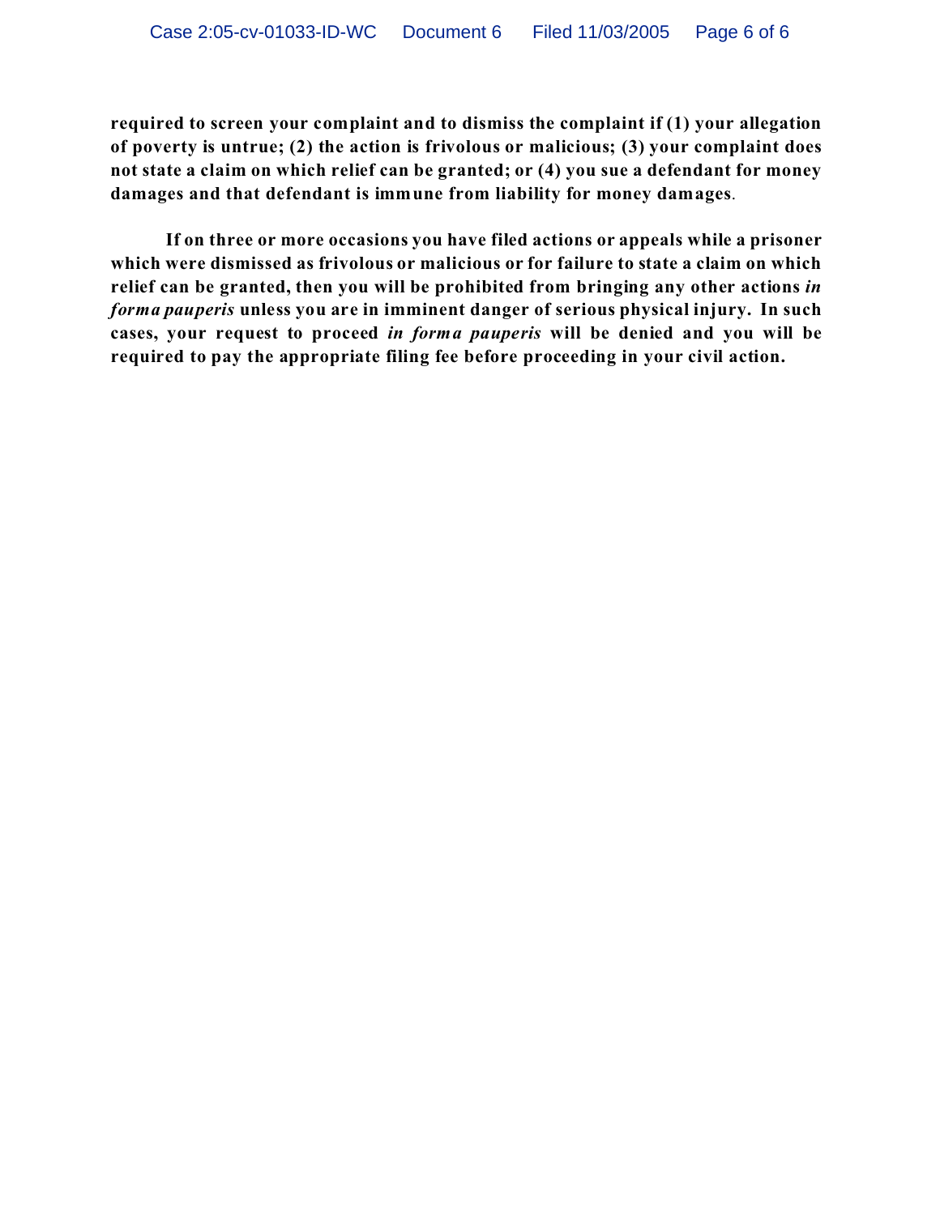**required to screen your complaint and to dismiss the complaint if (1) your allegation of poverty is untrue; (2) the action is frivolous or malicious; (3) your complaint does not state a claim on which relief can be granted; or (4) you sue a defendant for money damages and that defendant is immune from liability for money damages**.

**If on three or more occasions you have filed actions or appeals while a prisoner which were dismissed as frivolous or malicious or for failure to state a claim on which relief can be granted, then you will be prohibited from bringing any other actions *in forma pauperis* unless you are in imminent danger of serious physical injury. In such cases, your request to proceed *in forma pauperis* will be denied and you will be required to pay the appropriate filing fee before proceeding in your civil action.**